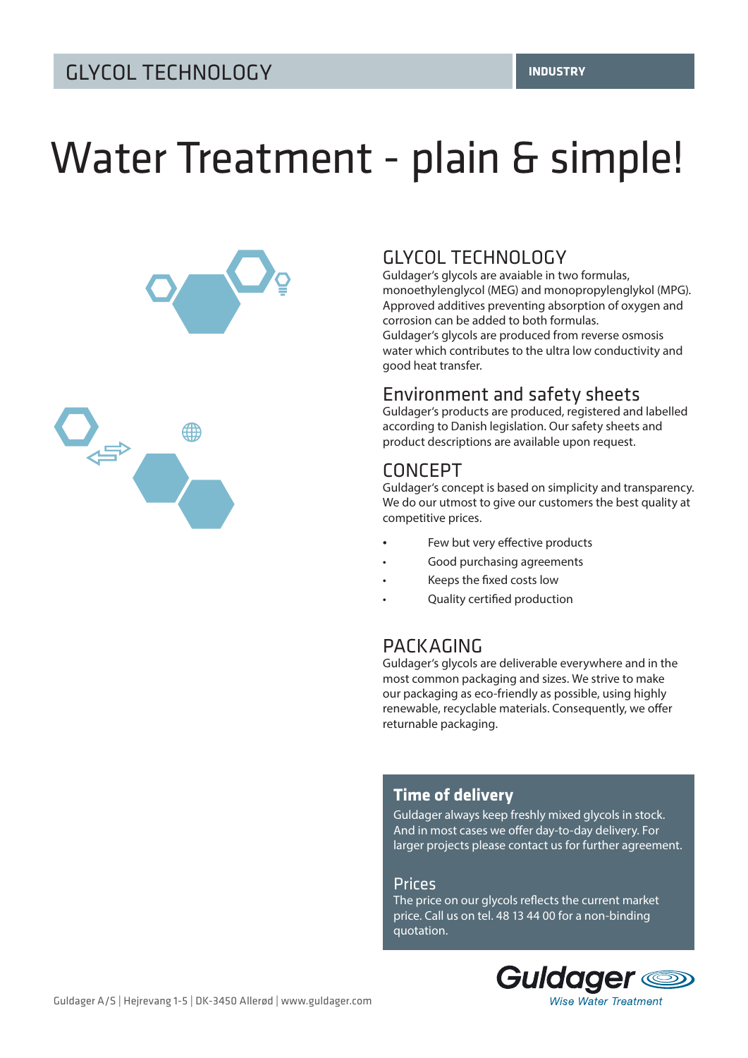GLYCOL TECHNOLOGY | INDUSTRY

# Water Treatment - plain & simple!

## GLYCOL TECHNOLOGY

Guldager's glycols are avaiable in two formulas, monoethylenglycol (MEG) and monopropylenglykol (MPG). Approved additives preventing absorption of oxygen and corrosion can be added to both formulas.
Guldager's glycols are produced from reverse osmosis water which contributes to the ultra low conductivity and good heat transfer.

## Environment and safety sheets

Guldager's products are produced, registered and labelled according to Danish legislation. Our safety sheets and product descriptions are available upon request.

## CONCEPT

Guldager's concept is based on simplicity and transparency. We do our utmost to give our customers the best quality at competitive prices.

- Few but very effective products
- Good purchasing agreements
- Keeps the fixed costs low
- Quality certified production

## PACKAGING

Guldager's glycols are deliverable everywhere and in the most common packaging and sizes. We strive to make our packaging as eco-friendly as possible, using highly renewable, recyclable materials. Consequently, we offer returnable packaging.

### Time of delivery

Guldager always keep freshly mixed glycols in stock. And in most cases we offer day-to-day delivery. For larger projects please contact us for further agreement.

### Prices

The price on our glycols reflects the current market price. Call us on tel. 48 13 44 00 for a non-binding quotation.

Guldager A/S | Hejrevang 1-5 | DK-3450 Allerød | www.guldager.com

Guldager
*Wise Water Treatment*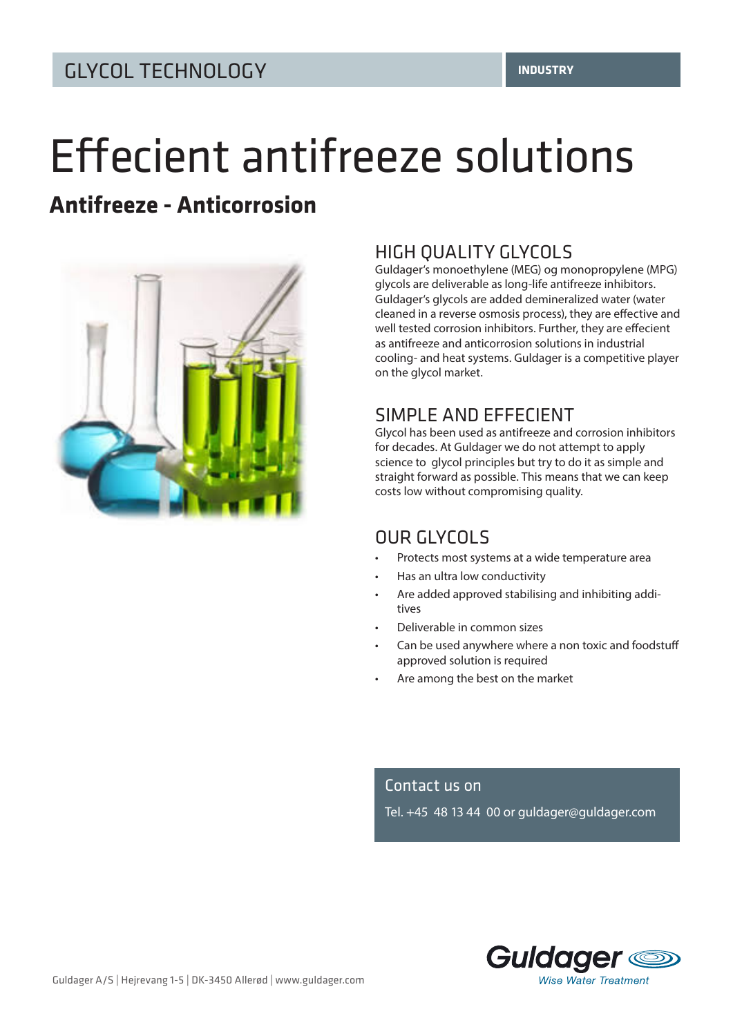GLYCOL TECHNOLOGY

**INDUSTRY**

# Effecient antifreeze solutions

## Antifreeze - Anticorrosion

### HIGH QUALITY GLYCOLS

Guldager's monoethylene (MEG) og monopropylene (MPG) glycols are deliverable as long-life antifreeze inhibitors. Guldager's glycols are added demineralized water (water cleaned in a reverse osmosis process), they are effective and well tested corrosion inhibitors. Further, they are effecient as antifreeze and anticorrosion solutions in industrial cooling- and heat systems. Guldager is a competitive player on the glycol market.

### SIMPLE AND EFFECIENT

Glycol has been used as antifreeze and corrosion inhibitors for decades. At Guldager we do not attempt to apply science to glycol principles but try to do it as simple and straight forward as possible. This means that we can keep costs low without compromising quality.

### OUR GLYCOLS

- Protects most systems at a wide temperature area
- Has an ultra low conductivity
- Are added approved stabilising and inhibiting additives
- Deliverable in common sizes
- Can be used anywhere where a non toxic and foodstuff approved solution is required
- Are among the best on the market

**Contact us on**

Tel. +45 48 13 44 00 or guldager@guldager.com

Guldager A/S | Hejrevang 1-5 | DK-3450 Allerød | www.guldager.com

Guldager
*Wise Water Treatment*